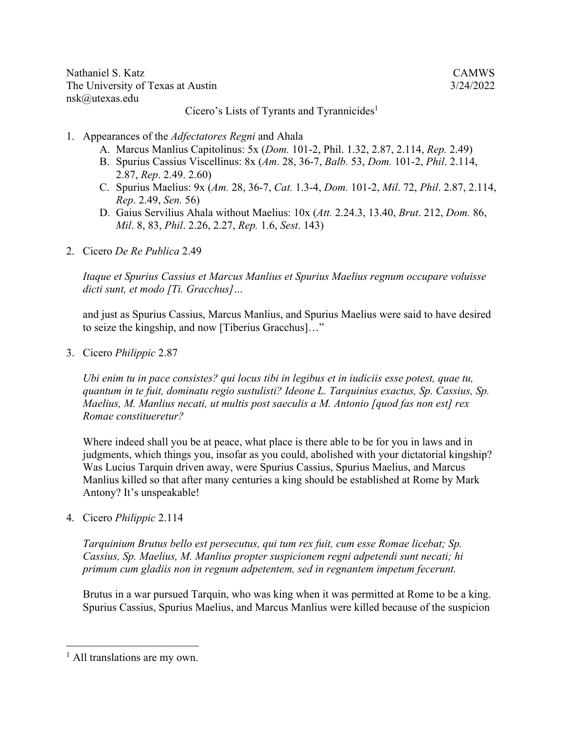Nathaniel S. Katz
The University of Texas at Austin
nsk@utexas.edu

CAMWS
3/24/2022

# Cicero's Lists of Tyrants and Tyrannicides[1]

1. Appearances of the *Adfectatores Regni* and Ahala
   - A. Marcus Manlius Capitolinus: 5x (*Dom.* 101-2, Phil. 1.32, 2.87, 2.114, *Rep.* 2.49)
   - B. Spurius Cassius Viscellinus: 8x (*Am*. 28, 36-7, *Balb.* 53, *Dom.* 101-2, *Phil*. 2.114, 2.87, *Rep*. 2.49. 2.60)
   - C. Spurius Maelius: 9x (*Am.* 28, 36-7, *Cat.* 1.3-4, *Dom.* 101-2, *Mil*. 72, *Phil*. 2.87, 2.114, *Rep*. 2.49, *Sen.* 56)
   - D. Gaius Servilius Ahala without Maelius: 10x (*Att.* 2.24.3, 13.40, *Brut*. 212, *Dom.* 86, *Mil*. 8, 83, *Phil*. 2.26, 2.27, *Rep.* 1.6, *Sest*. 143)

2. Cicero *De Re Publica* 2.49

   *Itaque et Spurius Cassius et Marcus Manlius et Spurius Maelius regnum occupare voluisse dicti sunt, et modo [Ti. Gracchus]…*

   and just as Spurius Cassius, Marcus Manlius, and Spurius Maelius were said to have desired to seize the kingship, and now [Tiberius Gracchus]…"

3. Cicero *Philippic* 2.87

   *Ubi enim tu in pace consistes? qui locus tibi in legibus et in iudiciis esse potest, quae tu, quantum in te fuit, dominatu regio sustulisti? Ideone L. Tarquinius exactus, Sp. Cassius, Sp. Maelius, M. Manlius necati, ut multis post saeculis a M. Antonio [quod fas non est] rex Romae constitueretur?*

   Where indeed shall you be at peace, what place is there able to be for you in laws and in judgments, which things you, insofar as you could, abolished with your dictatorial kingship? Was Lucius Tarquin driven away, were Spurius Cassius, Spurius Maelius, and Marcus Manlius killed so that after many centuries a king should be established at Rome by Mark Antony? It's unspeakable!

4. Cicero *Philippic* 2.114

   *Tarquinium Brutus bello est persecutus, qui tum rex fuit, cum esse Romae licebat; Sp. Cassius, Sp. Maelius, M. Manlius propter suspicionem regni adpetendi sunt necati; hi primum cum gladiis non in regnum adpetentem, sed in regnantem impetum fecerunt.*

   Brutus in a war pursued Tarquin, who was king when it was permitted at Rome to be a king. Spurius Cassius, Spurius Maelius, and Marcus Manlius were killed because of the suspicion

[1] All translations are my own.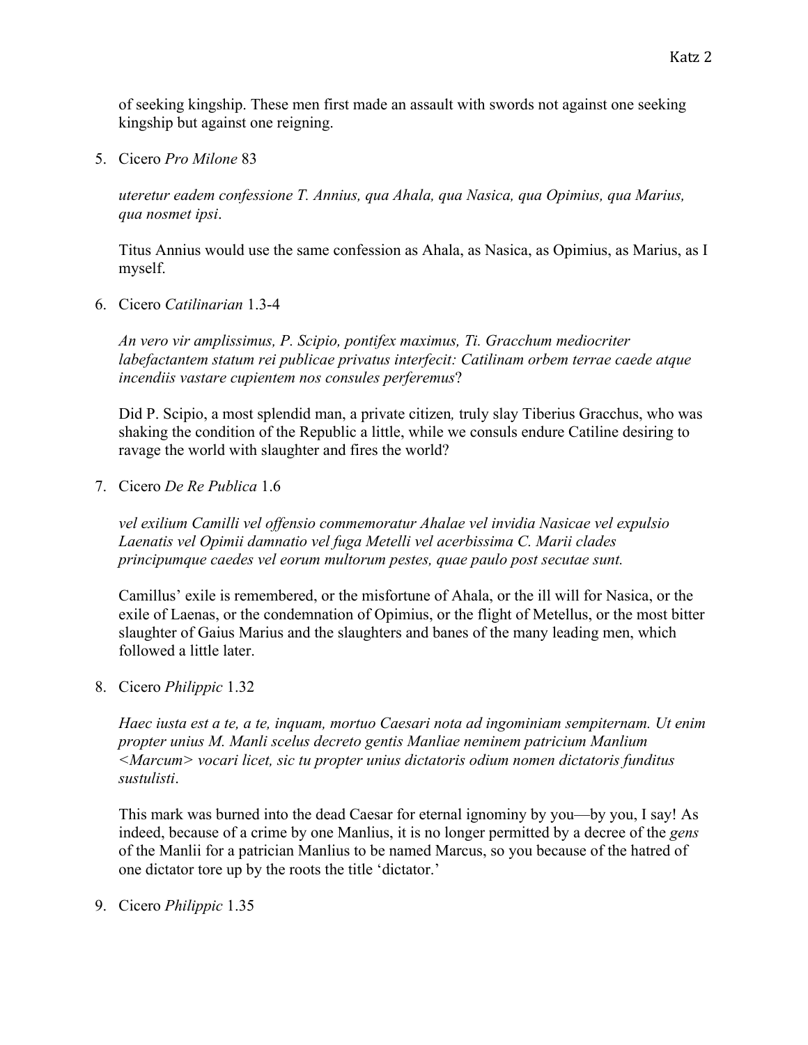of seeking kingship. These men first made an assault with swords not against one seeking kingship but against one reigning.

5. Cicero *Pro Milone* 83

   *uteretur eadem confessione T. Annius, qua Ahala, qua Nasica, qua Opimius, qua Marius, qua nosmet ipsi*.

   Titus Annius would use the same confession as Ahala, as Nasica, as Opimius, as Marius, as I myself.

6. Cicero *Catilinarian* 1.3-4

   *An vero vir amplissimus, P. Scipio, pontifex maximus, Ti. Gracchum mediocriter labefactantem statum rei publicae privatus interfecit: Catilinam orbem terrae caede atque incendiis vastare cupientem nos consules perferemus*?

   Did P. Scipio, a most splendid man, a private citizen*,* truly slay Tiberius Gracchus, who was shaking the condition of the Republic a little, while we consuls endure Catiline desiring to ravage the world with slaughter and fires the world?

7. Cicero *De Re Publica* 1.6

   *vel exilium Camilli vel offensio commemoratur Ahalae vel invidia Nasicae vel expulsio Laenatis vel Opimii damnatio vel fuga Metelli vel acerbissima C. Marii clades principumque caedes vel eorum multorum pestes, quae paulo post secutae sunt.*

   Camillus' exile is remembered, or the misfortune of Ahala, or the ill will for Nasica, or the exile of Laenas, or the condemnation of Opimius, or the flight of Metellus, or the most bitter slaughter of Gaius Marius and the slaughters and banes of the many leading men, which followed a little later.

8. Cicero *Philippic* 1.32

   *Haec iusta est a te, a te, inquam, mortuo Caesari nota ad ingominiam sempiternam. Ut enim propter unius M. Manli scelus decreto gentis Manliae neminem patricium Manlium <Marcum> vocari licet, sic tu propter unius dictatoris odium nomen dictatoris funditus sustulisti*.

   This mark was burned into the dead Caesar for eternal ignominy by you—by you, I say! As indeed, because of a crime by one Manlius, it is no longer permitted by a decree of the *gens* of the Manlii for a patrician Manlius to be named Marcus, so you because of the hatred of one dictator tore up by the roots the title 'dictator.'

9. Cicero *Philippic* 1.35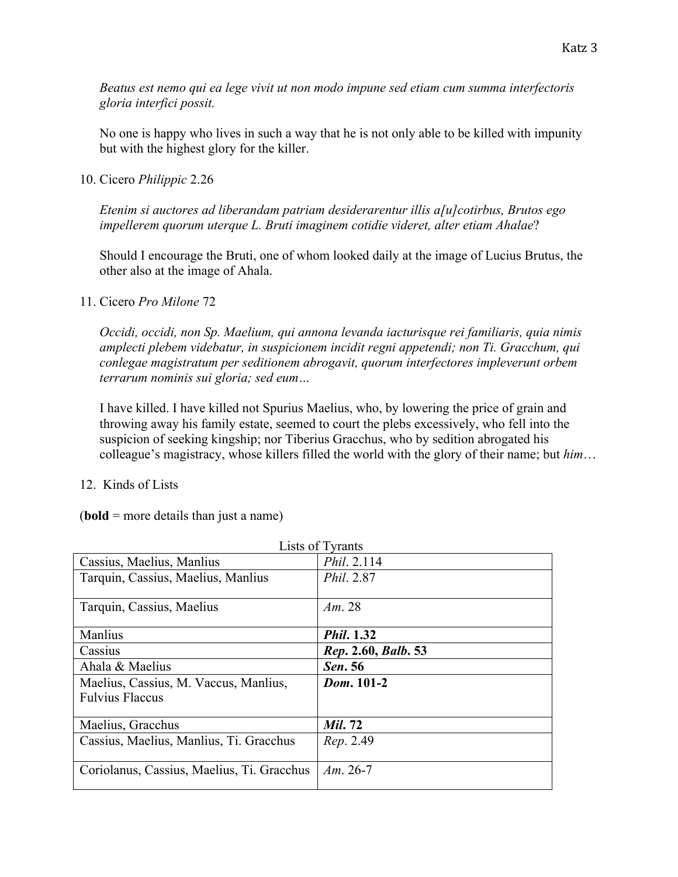*Beatus est nemo qui ea lege vivit ut non modo impune sed etiam cum summa interfectoris gloria interfici possit.*

No one is happy who lives in such a way that he is not only able to be killed with impunity but with the highest glory for the killer.

10. Cicero *Philippic* 2.26

*Etenim si auctores ad liberandam patriam desiderarentur illis a[u]cotirbus, Brutos ego impellerem quorum uterque L. Bruti imaginem cotidie videret, alter etiam Ahalae*?

Should I encourage the Bruti, one of whom looked daily at the image of Lucius Brutus, the other also at the image of Ahala.

11. Cicero *Pro Milone* 72

*Occidi, occidi, non Sp. Maelium, qui annona levanda iacturisque rei familiaris, quia nimis amplecti plebem videbatur, in suspicionem incidit regni appetendi; non Ti. Gracchum, qui conlegae magistratum per seditionem abrogavit, quorum interfectores impleverunt orbem terrarum nominis sui gloria; sed eum…*

I have killed. I have killed not Spurius Maelius, who, by lowering the price of grain and throwing away his family estate, seemed to court the plebs excessively, who fell into the suspicion of seeking kingship; nor Tiberius Gracchus, who by sedition abrogated his colleague's magistracy, whose killers filled the world with the glory of their name; but *him*…

12. Kinds of Lists

(**bold** = more details than just a name)

Lists of Tyrants

| | |
|---|---|
| Cassius, Maelius, Manlius | *Phil*. 2.114 |
| Tarquin, Cassius, Maelius, Manlius | *Phil*. 2.87 |
| Tarquin, Cassius, Maelius | *Am*. 28 |
| Manlius | ***Phil*. 1.32** |
| Cassius | ***Rep*. 2.60, *Balb*. 53** |
| Ahala & Maelius | ***Sen*. 56** |
| Maelius, Cassius, M. Vaccus, Manlius, Fulvius Flaccus | ***Dom*. 101-2** |
| Maelius, Gracchus | ***Mil*. 72** |
| Cassius, Maelius, Manlius, Ti. Gracchus | *Rep*. 2.49 |
| Coriolanus, Cassius, Maelius, Ti. Gracchus | *Am*. 26-7 |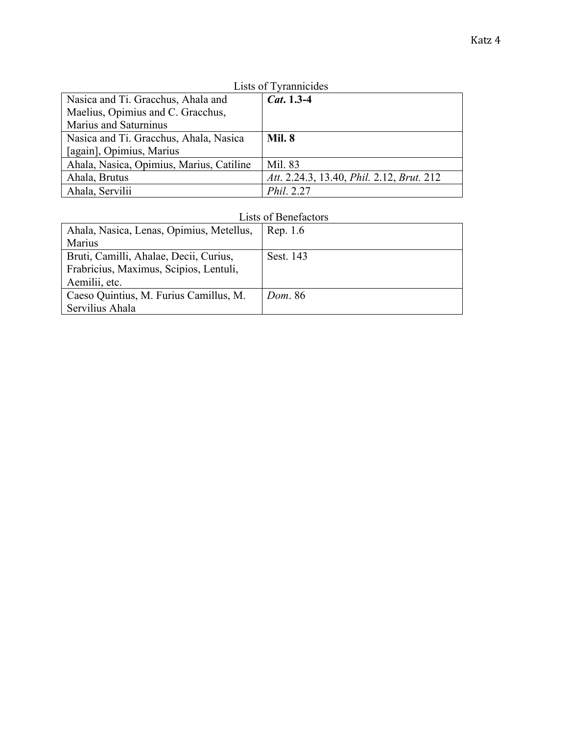Lists of Tyrannicides

| | |
|---|---|
| Nasica and Ti. Gracchus, Ahala and Maelius, Opimius and C. Gracchus, Marius and Saturninus | ***Cat*. 1.3-4** |
| Nasica and Ti. Gracchus, Ahala, Nasica [again], Opimius, Marius | **Mil. 8** |
| Ahala, Nasica, Opimius, Marius, Catiline | Mil. 83 |
| Ahala, Brutus | *Att*. 2.24.3, 13.40, *Phil.* 2.12, *Brut.* 212 |
| Ahala, Servilii | *Phil*. 2.27 |

Lists of Benefactors

| | |
|---|---|
| Ahala, Nasica, Lenas, Opimius, Metellus, Marius | Rep. 1.6 |
| Bruti, Camilli, Ahalae, Decii, Curius, Frabricius, Maximus, Scipios, Lentuli, Aemilii, etc. | Sest. 143 |
| Caeso Quintius, M. Furius Camillus, M. Servilius Ahala | *Dom*. 86 |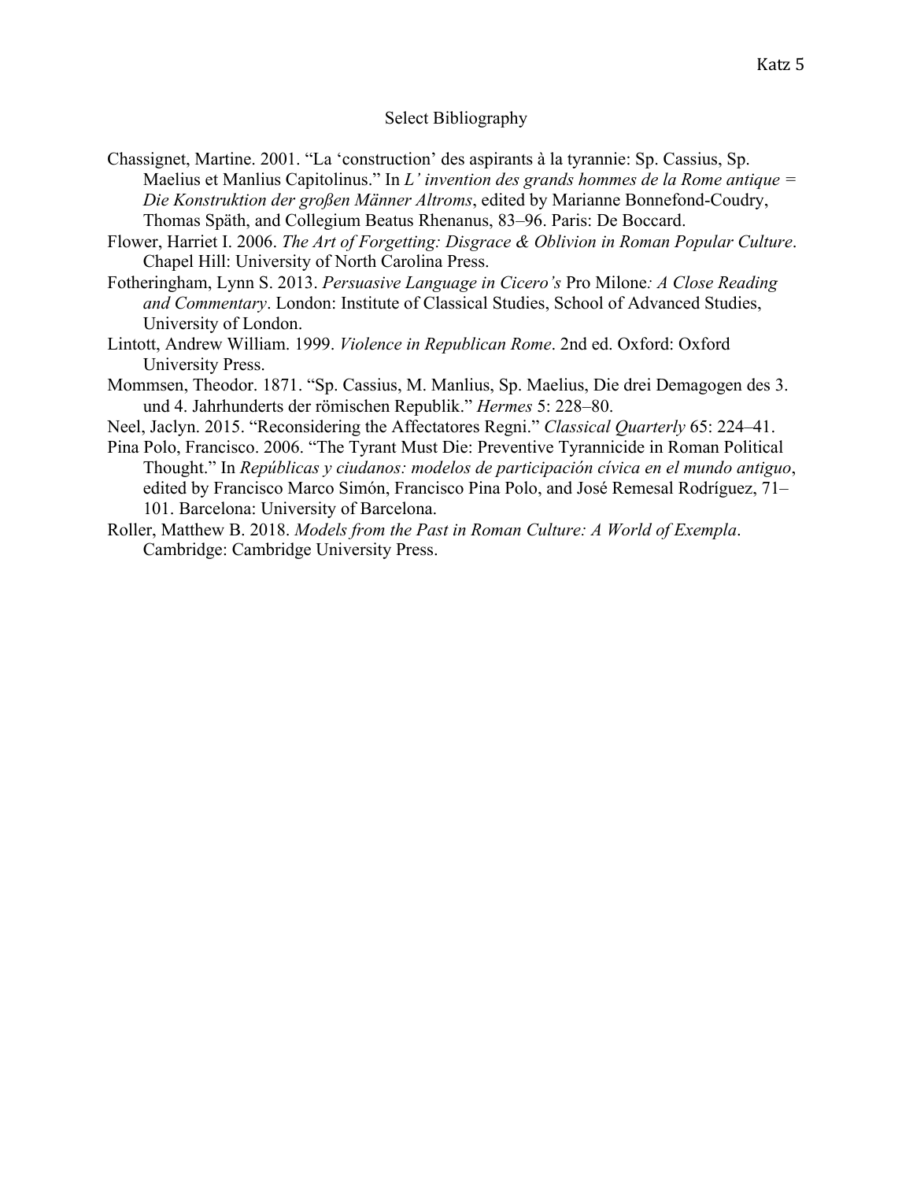## Select Bibliography

Chassignet, Martine. 2001. "La 'construction' des aspirants à la tyrannie: Sp. Cassius, Sp. Maelius et Manlius Capitolinus." In *L' invention des grands hommes de la Rome antique = Die Konstruktion der großen Männer Altroms*, edited by Marianne Bonnefond-Coudry, Thomas Späth, and Collegium Beatus Rhenanus, 83–96. Paris: De Boccard.

Flower, Harriet I. 2006. *The Art of Forgetting: Disgrace & Oblivion in Roman Popular Culture*. Chapel Hill: University of North Carolina Press.

Fotheringham, Lynn S. 2013. *Persuasive Language in Cicero's* Pro Milone*: A Close Reading and Commentary*. London: Institute of Classical Studies, School of Advanced Studies, University of London.

Lintott, Andrew William. 1999. *Violence in Republican Rome*. 2nd ed. Oxford: Oxford University Press.

Mommsen, Theodor. 1871. "Sp. Cassius, M. Manlius, Sp. Maelius, Die drei Demagogen des 3. und 4. Jahrhunderts der römischen Republik." *Hermes* 5: 228–80.

Neel, Jaclyn. 2015. "Reconsidering the Affectatores Regni." *Classical Quarterly* 65: 224–41.

Pina Polo, Francisco. 2006. "The Tyrant Must Die: Preventive Tyrannicide in Roman Political Thought." In *Repúblicas y ciudanos: modelos de participación cívica en el mundo antiguo*, edited by Francisco Marco Simón, Francisco Pina Polo, and José Remesal Rodríguez, 71–101. Barcelona: University of Barcelona.

Roller, Matthew B. 2018. *Models from the Past in Roman Culture: A World of Exempla*. Cambridge: Cambridge University Press.